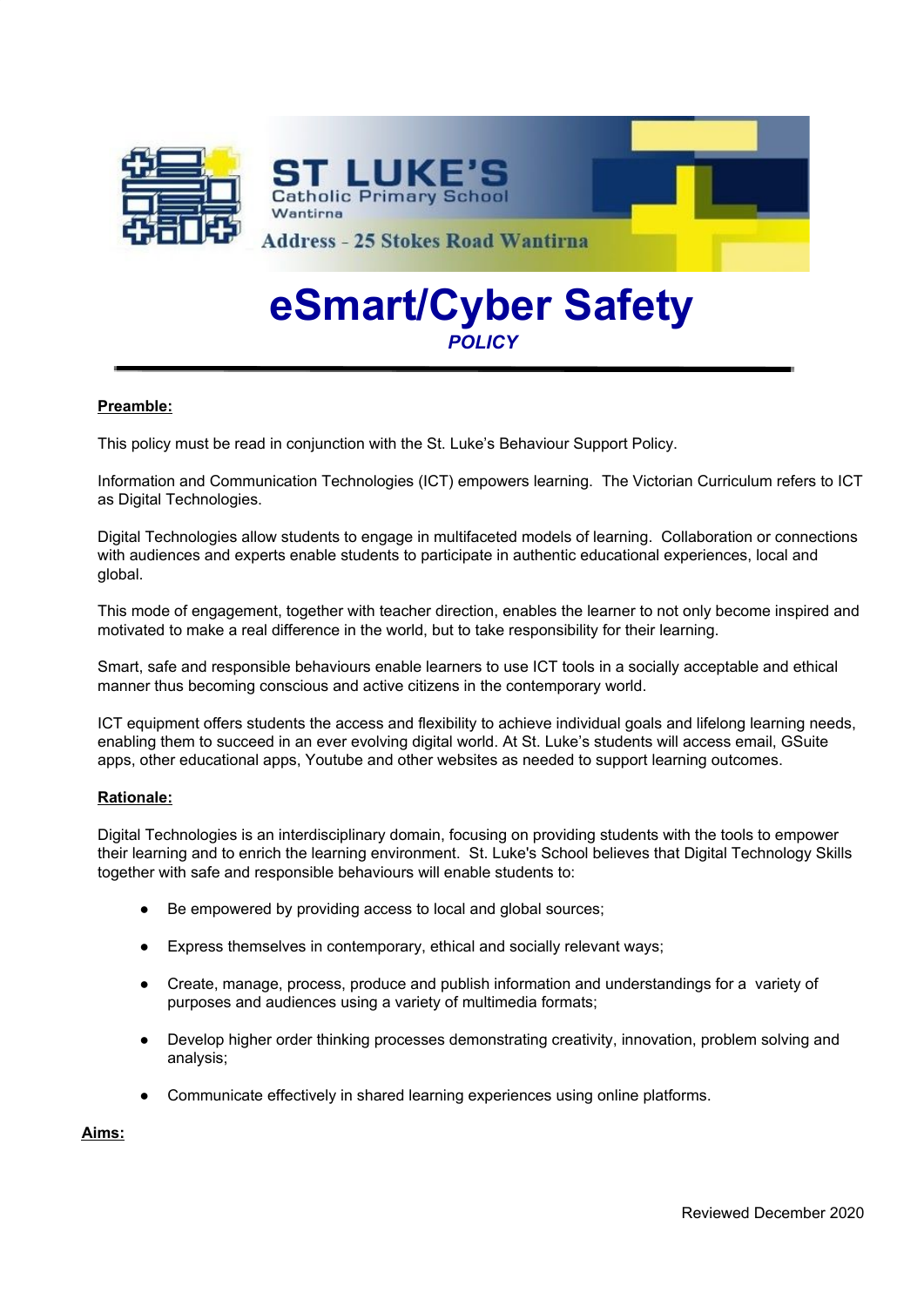ST LUKE'S
Catholic Primary School
Wantirna

Address - 25 Stokes Road Wantirna

# eSmart/Cyber Safety

***POLICY***

---

**Preamble:**

This policy must be read in conjunction with the St. Luke's Behaviour Support Policy.

Information and Communication Technologies (ICT) empowers learning. The Victorian Curriculum refers to ICT as Digital Technologies.

Digital Technologies allow students to engage in multifaceted models of learning. Collaboration or connections with audiences and experts enable students to participate in authentic educational experiences, local and global.

This mode of engagement, together with teacher direction, enables the learner to not only become inspired and motivated to make a real difference in the world, but to take responsibility for their learning.

Smart, safe and responsible behaviours enable learners to use ICT tools in a socially acceptable and ethical manner thus becoming conscious and active citizens in the contemporary world.

ICT equipment offers students the access and flexibility to achieve individual goals and lifelong learning needs, enabling them to succeed in an ever evolving digital world. At St. Luke's students will access email, GSuite apps, other educational apps, Youtube and other websites as needed to support learning outcomes.

**Rationale:**

Digital Technologies is an interdisciplinary domain, focusing on providing students with the tools to empower their learning and to enrich the learning environment. St. Luke's School believes that Digital Technology Skills together with safe and responsible behaviours will enable students to:

- Be empowered by providing access to local and global sources;
- Express themselves in contemporary, ethical and socially relevant ways;
- Create, manage, process, produce and publish information and understandings for a variety of purposes and audiences using a variety of multimedia formats;
- Develop higher order thinking processes demonstrating creativity, innovation, problem solving and analysis;
- Communicate effectively in shared learning experiences using online platforms.

**Aims:**

Reviewed December 2020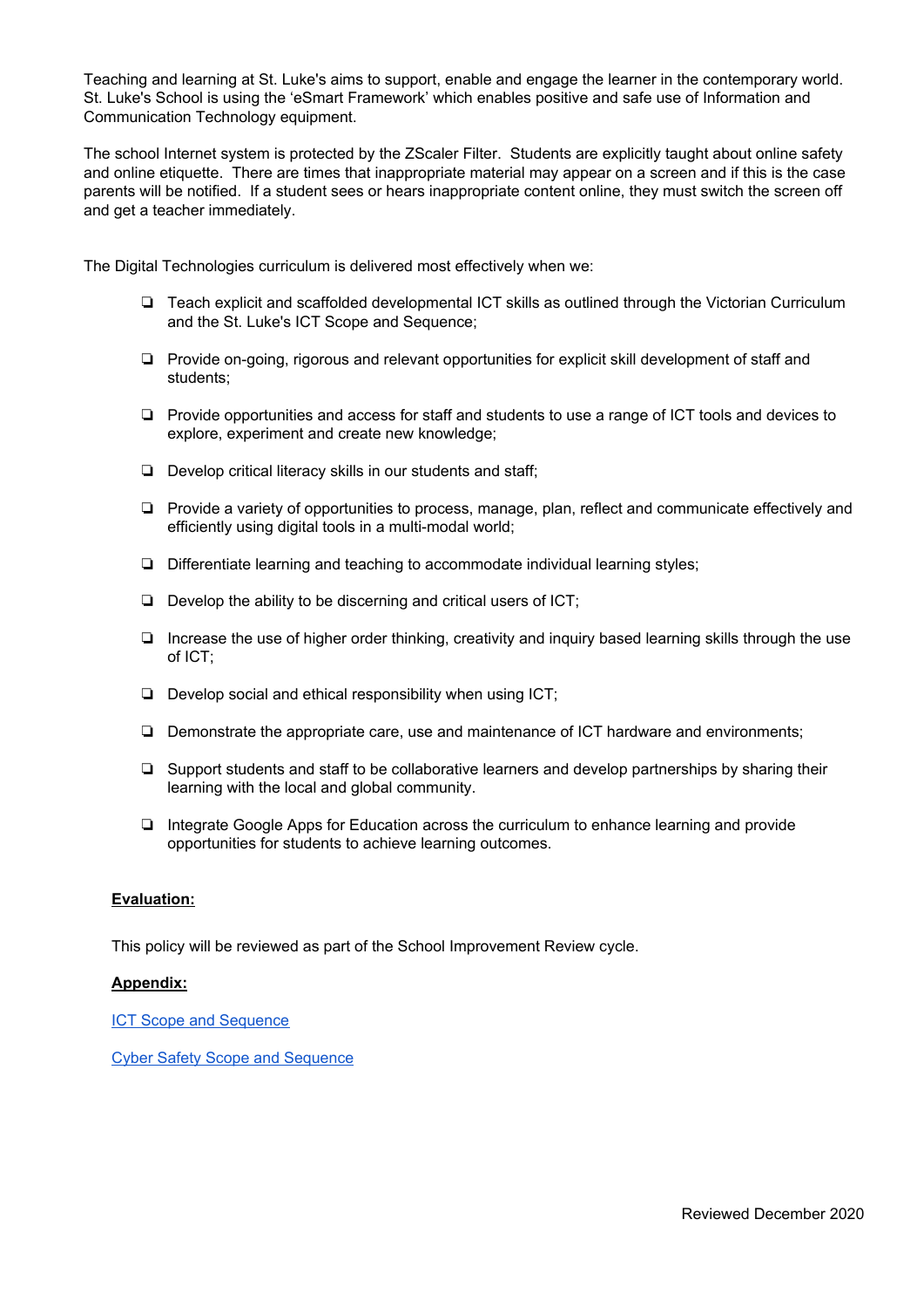Teaching and learning at St. Luke's aims to support, enable and engage the learner in the contemporary world. St. Luke's School is using the 'eSmart Framework' which enables positive and safe use of Information and Communication Technology equipment.

The school Internet system is protected by the ZScaler Filter. Students are explicitly taught about online safety and online etiquette. There are times that inappropriate material may appear on a screen and if this is the case parents will be notified. If a student sees or hears inappropriate content online, they must switch the screen off and get a teacher immediately.

The Digital Technologies curriculum is delivered most effectively when we:

- Teach explicit and scaffolded developmental ICT skills as outlined through the Victorian Curriculum and the St. Luke's ICT Scope and Sequence;
- Provide on-going, rigorous and relevant opportunities for explicit skill development of staff and students;
- Provide opportunities and access for staff and students to use a range of ICT tools and devices to explore, experiment and create new knowledge;
- Develop critical literacy skills in our students and staff;
- Provide a variety of opportunities to process, manage, plan, reflect and communicate effectively and efficiently using digital tools in a multi-modal world;
- Differentiate learning and teaching to accommodate individual learning styles;
- Develop the ability to be discerning and critical users of ICT;
- Increase the use of higher order thinking, creativity and inquiry based learning skills through the use of ICT;
- Develop social and ethical responsibility when using ICT;
- Demonstrate the appropriate care, use and maintenance of ICT hardware and environments;
- Support students and staff to be collaborative learners and develop partnerships by sharing their learning with the local and global community.
- Integrate Google Apps for Education across the curriculum to enhance learning and provide opportunities for students to achieve learning outcomes.

**Evaluation:**

This policy will be reviewed as part of the School Improvement Review cycle.

**Appendix:**

ICT Scope and Sequence

Cyber Safety Scope and Sequence

Reviewed December 2020